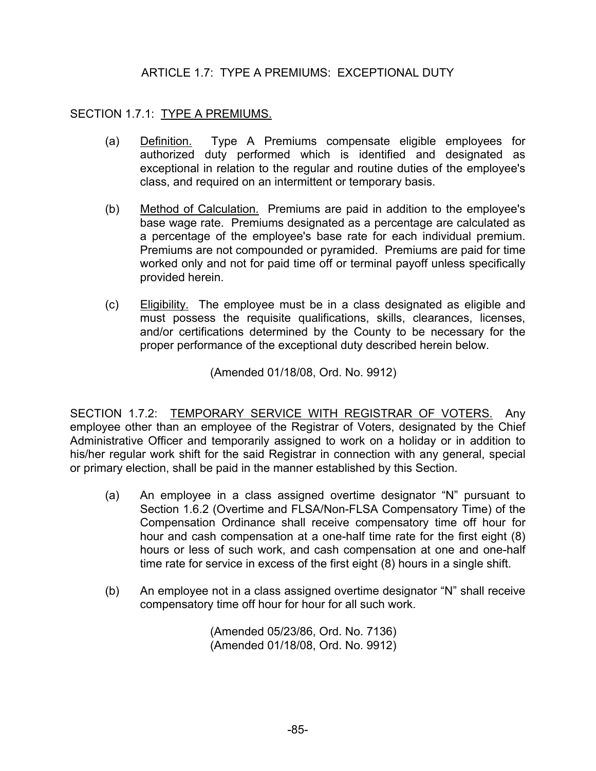# ARTICLE 1.7: TYPE A PREMIUMS: EXCEPTIONAL DUTY

## SECTION 1.7.1: TYPE A PREMIUMS.

(a) Definition. Type A Premiums compensate eligible employees for authorized duty performed which is identified and designated as exceptional in relation to the regular and routine duties of the employee's class, and required on an intermittent or temporary basis.

(b) Method of Calculation. Premiums are paid in addition to the employee's base wage rate. Premiums designated as a percentage are calculated as a percentage of the employee's base rate for each individual premium. Premiums are not compounded or pyramided. Premiums are paid for time worked only and not for paid time off or terminal payoff unless specifically provided herein.

(c) Eligibility. The employee must be in a class designated as eligible and must possess the requisite qualifications, skills, clearances, licenses, and/or certifications determined by the County to be necessary for the proper performance of the exceptional duty described herein below.

(Amended 01/18/08, Ord. No. 9912)

## SECTION 1.7.2: TEMPORARY SERVICE WITH REGISTRAR OF VOTERS.

Any employee other than an employee of the Registrar of Voters, designated by the Chief Administrative Officer and temporarily assigned to work on a holiday or in addition to his/her regular work shift for the said Registrar in connection with any general, special or primary election, shall be paid in the manner established by this Section.

(a) An employee in a class assigned overtime designator "N" pursuant to Section 1.6.2 (Overtime and FLSA/Non-FLSA Compensatory Time) of the Compensation Ordinance shall receive compensatory time off hour for hour and cash compensation at a one-half time rate for the first eight (8) hours or less of such work, and cash compensation at one and one-half time rate for service in excess of the first eight (8) hours in a single shift.

(b) An employee not in a class assigned overtime designator "N" shall receive compensatory time off hour for hour for all such work.

(Amended 05/23/86, Ord. No. 7136)
(Amended 01/18/08, Ord. No. 9912)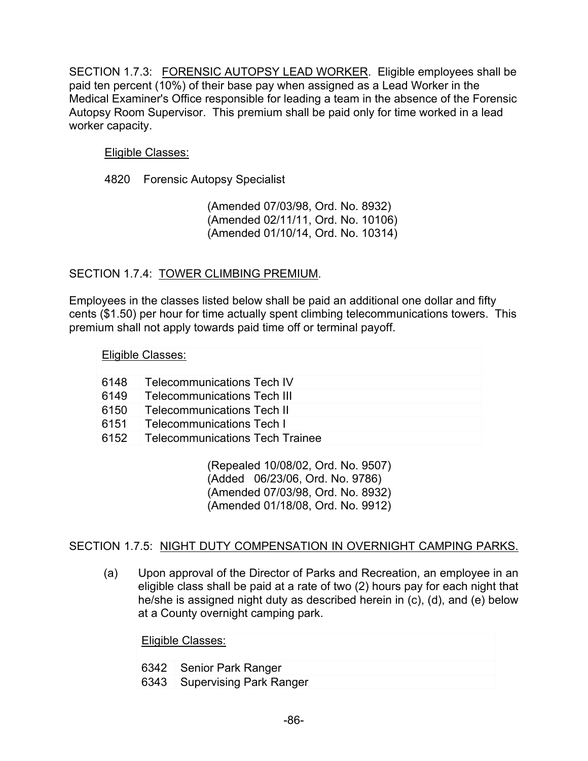SECTION 1.7.3: <u>FORENSIC AUTOPSY LEAD WORKER</u>. Eligible employees shall be paid ten percent (10%) of their base pay when assigned as a Lead Worker in the Medical Examiner's Office responsible for leading a team in the absence of the Forensic Autopsy Room Supervisor. This premium shall be paid only for time worked in a lead worker capacity.

<u>Eligible Classes:</u>

4820 Forensic Autopsy Specialist

(Amended 07/03/98, Ord. No. 8932)
(Amended 02/11/11, Ord. No. 10106)
(Amended 01/10/14, Ord. No. 10314)

SECTION 1.7.4: <u>TOWER CLIMBING PREMIUM</u>.

Employees in the classes listed below shall be paid an additional one dollar and fifty cents ($1.50) per hour for time actually spent climbing telecommunications towers. This premium shall not apply towards paid time off or terminal payoff.

| <u>Eligible Classes:</u> | |
|---|---|
| 6148 | Telecommunications Tech IV |
| 6149 | Telecommunications Tech III |
| 6150 | Telecommunications Tech II |
| 6151 | Telecommunications Tech I |
| 6152 | Telecommunications Tech Trainee |

(Repealed 10/08/02, Ord. No. 9507)
(Added 06/23/06, Ord. No. 9786)
(Amended 07/03/98, Ord. No. 8932)
(Amended 01/18/08, Ord. No. 9912)

SECTION 1.7.5: <u>NIGHT DUTY COMPENSATION IN OVERNIGHT CAMPING PARKS.</u>

(a) Upon approval of the Director of Parks and Recreation, an employee in an eligible class shall be paid at a rate of two (2) hours pay for each night that he/she is assigned night duty as described herein in (c), (d), and (e) below at a County overnight camping park.

| <u>Eligible Classes:</u> | |
|---|---|
| 6342 | Senior Park Ranger |
| 6343 | Supervising Park Ranger |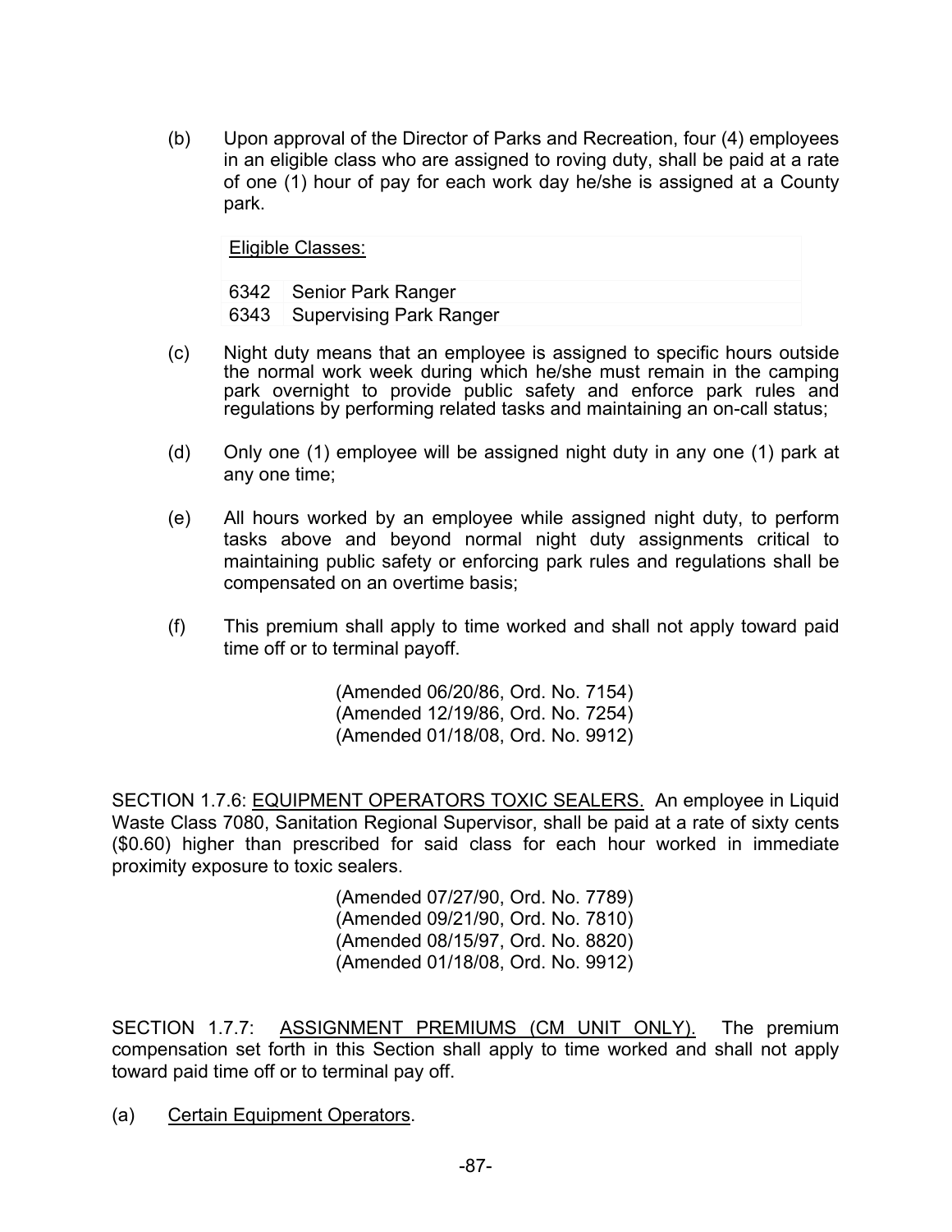(b) Upon approval of the Director of Parks and Recreation, four (4) employees in an eligible class who are assigned to roving duty, shall be paid at a rate of one (1) hour of pay for each work day he/she is assigned at a County park.

| Eligible Classes: | |
|---|---|
| 6342 | Senior Park Ranger |
| 6343 | Supervising Park Ranger |

(c) Night duty means that an employee is assigned to specific hours outside the normal work week during which he/she must remain in the camping park overnight to provide public safety and enforce park rules and regulations by performing related tasks and maintaining an on-call status;

(d) Only one (1) employee will be assigned night duty in any one (1) park at any one time;

(e) All hours worked by an employee while assigned night duty, to perform tasks above and beyond normal night duty assignments critical to maintaining public safety or enforcing park rules and regulations shall be compensated on an overtime basis;

(f) This premium shall apply to time worked and shall not apply toward paid time off or to terminal payoff.

(Amended 06/20/86, Ord. No. 7154)
(Amended 12/19/86, Ord. No. 7254)
(Amended 01/18/08, Ord. No. 9912)

SECTION 1.7.6: EQUIPMENT OPERATORS TOXIC SEALERS. An employee in Liquid Waste Class 7080, Sanitation Regional Supervisor, shall be paid at a rate of sixty cents ($0.60) higher than prescribed for said class for each hour worked in immediate proximity exposure to toxic sealers.

(Amended 07/27/90, Ord. No. 7789)
(Amended 09/21/90, Ord. No. 7810)
(Amended 08/15/97, Ord. No. 8820)
(Amended 01/18/08, Ord. No. 9912)

SECTION 1.7.7: ASSIGNMENT PREMIUMS (CM UNIT ONLY). The premium compensation set forth in this Section shall apply to time worked and shall not apply toward paid time off or to terminal pay off.

(a) Certain Equipment Operators.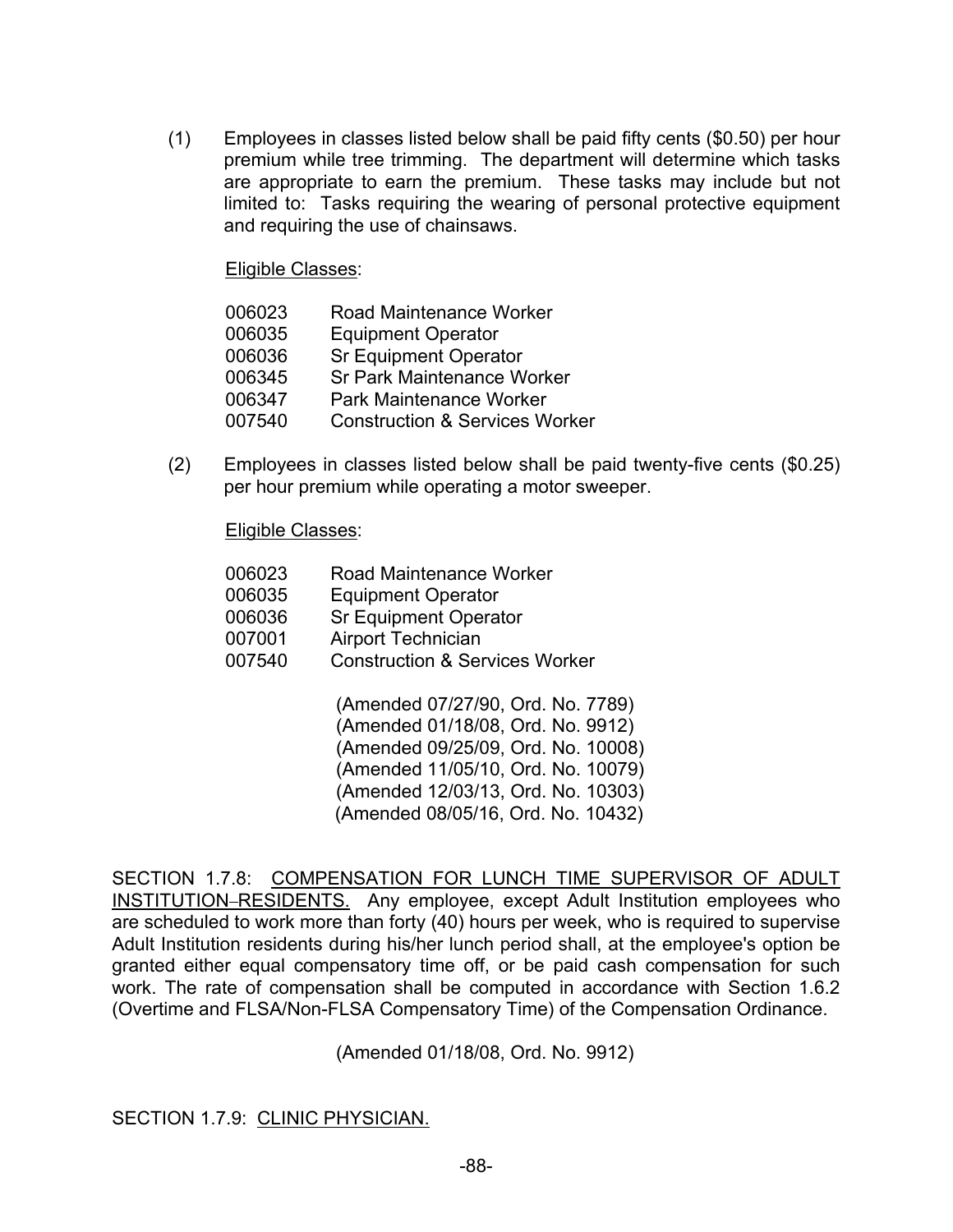(1) Employees in classes listed below shall be paid fifty cents ($0.50) per hour premium while tree trimming. The department will determine which tasks are appropriate to earn the premium. These tasks may include but not limited to: Tasks requiring the wearing of personal protective equipment and requiring the use of chainsaws.

<u>Eligible Classes</u>:

| | |
|---|---|
| 006023 | Road Maintenance Worker |
| 006035 | Equipment Operator |
| 006036 | Sr Equipment Operator |
| 006345 | Sr Park Maintenance Worker |
| 006347 | Park Maintenance Worker |
| 007540 | Construction & Services Worker |

(2) Employees in classes listed below shall be paid twenty-five cents ($0.25) per hour premium while operating a motor sweeper.

<u>Eligible Classes</u>:

| | |
|---|---|
| 006023 | Road Maintenance Worker |
| 006035 | Equipment Operator |
| 006036 | Sr Equipment Operator |
| 007001 | Airport Technician |
| 007540 | Construction & Services Worker |

(Amended 07/27/90, Ord. No. 7789)
(Amended 01/18/08, Ord. No. 9912)
(Amended 09/25/09, Ord. No. 10008)
(Amended 11/05/10, Ord. No. 10079)
(Amended 12/03/13, Ord. No. 10303)
(Amended 08/05/16, Ord. No. 10432)

SECTION 1.7.8: <u>COMPENSATION FOR LUNCH TIME SUPERVISOR OF ADULT INSTITUTION–RESIDENTS.</u> Any employee, except Adult Institution employees who are scheduled to work more than forty (40) hours per week, who is required to supervise Adult Institution residents during his/her lunch period shall, at the employee's option be granted either equal compensatory time off, or be paid cash compensation for such work. The rate of compensation shall be computed in accordance with Section 1.6.2 (Overtime and FLSA/Non-FLSA Compensatory Time) of the Compensation Ordinance.

(Amended 01/18/08, Ord. No. 9912)

SECTION 1.7.9: <u>CLINIC PHYSICIAN.</u>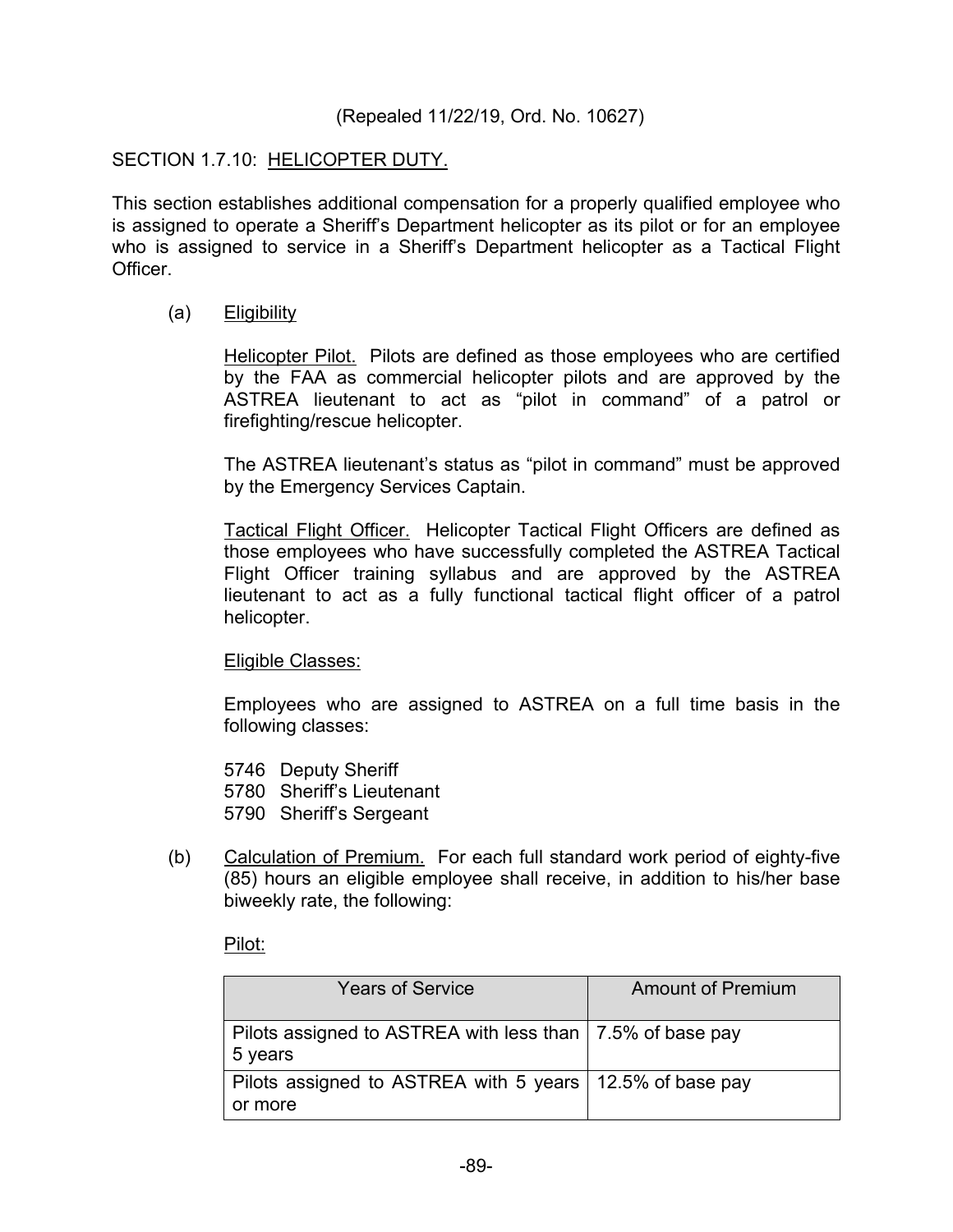(Repealed 11/22/19, Ord. No. 10627)

## SECTION 1.7.10: HELICOPTER DUTY.

This section establishes additional compensation for a properly qualified employee who is assigned to operate a Sheriff's Department helicopter as its pilot or for an employee who is assigned to service in a Sheriff's Department helicopter as a Tactical Flight Officer.

(a) Eligibility

Helicopter Pilot. Pilots are defined as those employees who are certified by the FAA as commercial helicopter pilots and are approved by the ASTREA lieutenant to act as "pilot in command" of a patrol or firefighting/rescue helicopter.

The ASTREA lieutenant's status as "pilot in command" must be approved by the Emergency Services Captain.

Tactical Flight Officer. Helicopter Tactical Flight Officers are defined as those employees who have successfully completed the ASTREA Tactical Flight Officer training syllabus and are approved by the ASTREA lieutenant to act as a fully functional tactical flight officer of a patrol helicopter.

Eligible Classes:

Employees who are assigned to ASTREA on a full time basis in the following classes:

5746 Deputy Sheriff
5780 Sheriff's Lieutenant
5790 Sheriff's Sergeant

(b) Calculation of Premium. For each full standard work period of eighty-five (85) hours an eligible employee shall receive, in addition to his/her base biweekly rate, the following:

Pilot:

| Years of Service | Amount of Premium |
|---|---|
| Pilots assigned to ASTREA with less than 5 years | 7.5% of base pay |
| Pilots assigned to ASTREA with 5 years or more | 12.5% of base pay |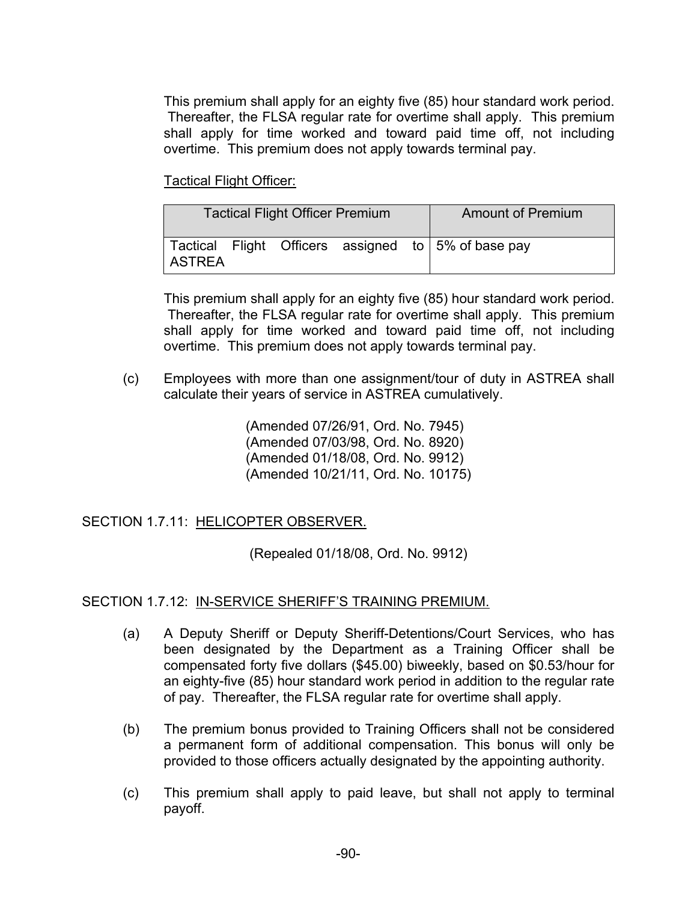This premium shall apply for an eighty five (85) hour standard work period. Thereafter, the FLSA regular rate for overtime shall apply. This premium shall apply for time worked and toward paid time off, not including overtime. This premium does not apply towards terminal pay.

Tactical Flight Officer:

| Tactical Flight Officer Premium | Amount of Premium |
|---|---|
| Tactical Flight Officers assigned to ASTREA | 5% of base pay |

This premium shall apply for an eighty five (85) hour standard work period. Thereafter, the FLSA regular rate for overtime shall apply. This premium shall apply for time worked and toward paid time off, not including overtime. This premium does not apply towards terminal pay.

(c) Employees with more than one assignment/tour of duty in ASTREA shall calculate their years of service in ASTREA cumulatively.

(Amended 07/26/91, Ord. No. 7945)
(Amended 07/03/98, Ord. No. 8920)
(Amended 01/18/08, Ord. No. 9912)
(Amended 10/21/11, Ord. No. 10175)

## SECTION 1.7.11: HELICOPTER OBSERVER.

(Repealed 01/18/08, Ord. No. 9912)

## SECTION 1.7.12: IN-SERVICE SHERIFF'S TRAINING PREMIUM.

(a) A Deputy Sheriff or Deputy Sheriff-Detentions/Court Services, who has been designated by the Department as a Training Officer shall be compensated forty five dollars ($45.00) biweekly, based on $0.53/hour for an eighty-five (85) hour standard work period in addition to the regular rate of pay. Thereafter, the FLSA regular rate for overtime shall apply.

(b) The premium bonus provided to Training Officers shall not be considered a permanent form of additional compensation. This bonus will only be provided to those officers actually designated by the appointing authority.

(c) This premium shall apply to paid leave, but shall not apply to terminal payoff.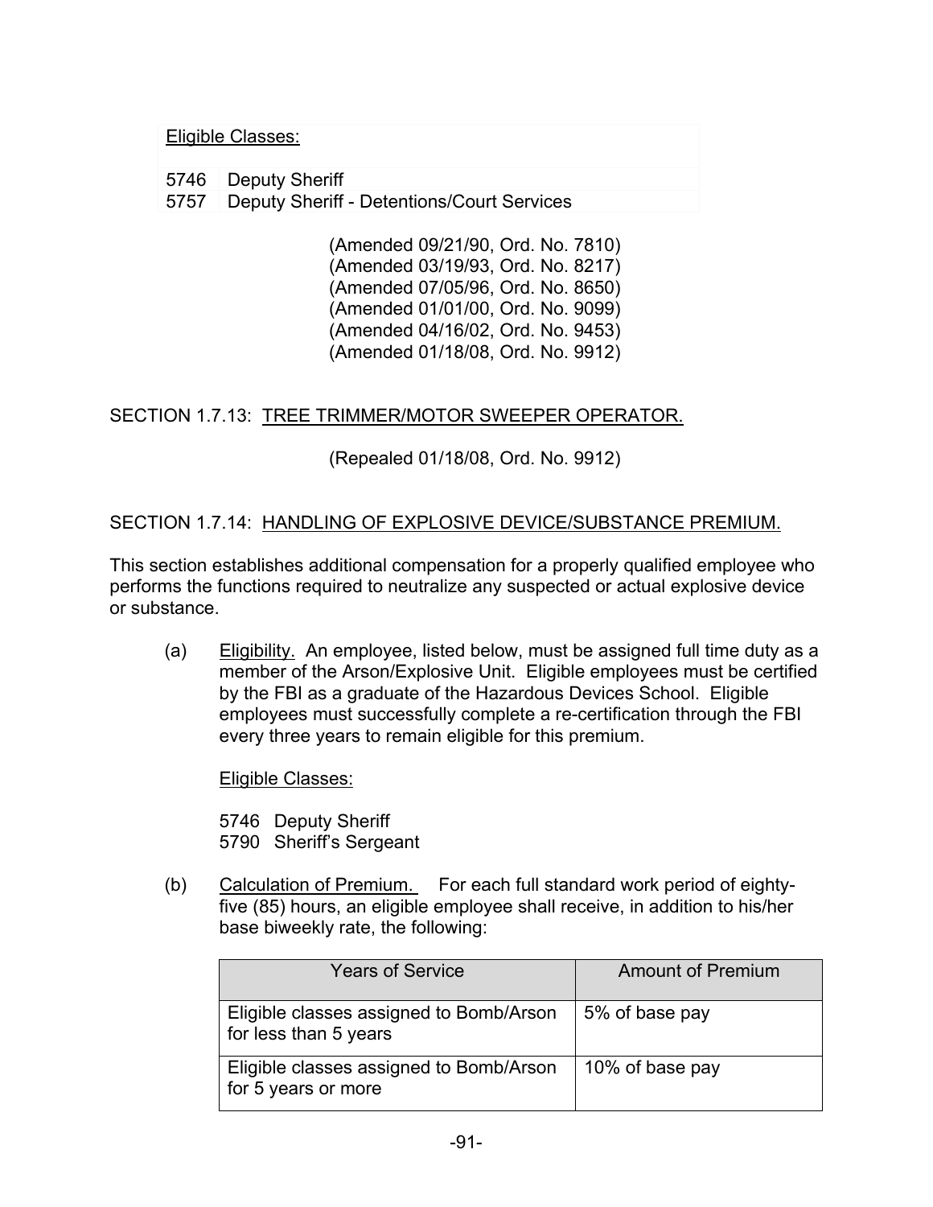Eligible Classes:

| | |
|---|---|
| 5746 | Deputy Sheriff |
| 5757 | Deputy Sheriff - Detentions/Court Services |

(Amended 09/21/90, Ord. No. 7810)
(Amended 03/19/93, Ord. No. 8217)
(Amended 07/05/96, Ord. No. 8650)
(Amended 01/01/00, Ord. No. 9099)
(Amended 04/16/02, Ord. No. 9453)
(Amended 01/18/08, Ord. No. 9912)

## SECTION 1.7.13: TREE TRIMMER/MOTOR SWEEPER OPERATOR.

(Repealed 01/18/08, Ord. No. 9912)

## SECTION 1.7.14: HANDLING OF EXPLOSIVE DEVICE/SUBSTANCE PREMIUM.

This section establishes additional compensation for a properly qualified employee who performs the functions required to neutralize any suspected or actual explosive device or substance.

(a) Eligibility. An employee, listed below, must be assigned full time duty as a member of the Arson/Explosive Unit. Eligible employees must be certified by the FBI as a graduate of the Hazardous Devices School. Eligible employees must successfully complete a re-certification through the FBI every three years to remain eligible for this premium.

Eligible Classes:

5746 Deputy Sheriff
5790 Sheriff's Sergeant

(b) Calculation of Premium. For each full standard work period of eighty-five (85) hours, an eligible employee shall receive, in addition to his/her base biweekly rate, the following:

| Years of Service | Amount of Premium |
|---|---|
| Eligible classes assigned to Bomb/Arson for less than 5 years | 5% of base pay |
| Eligible classes assigned to Bomb/Arson for 5 years or more | 10% of base pay |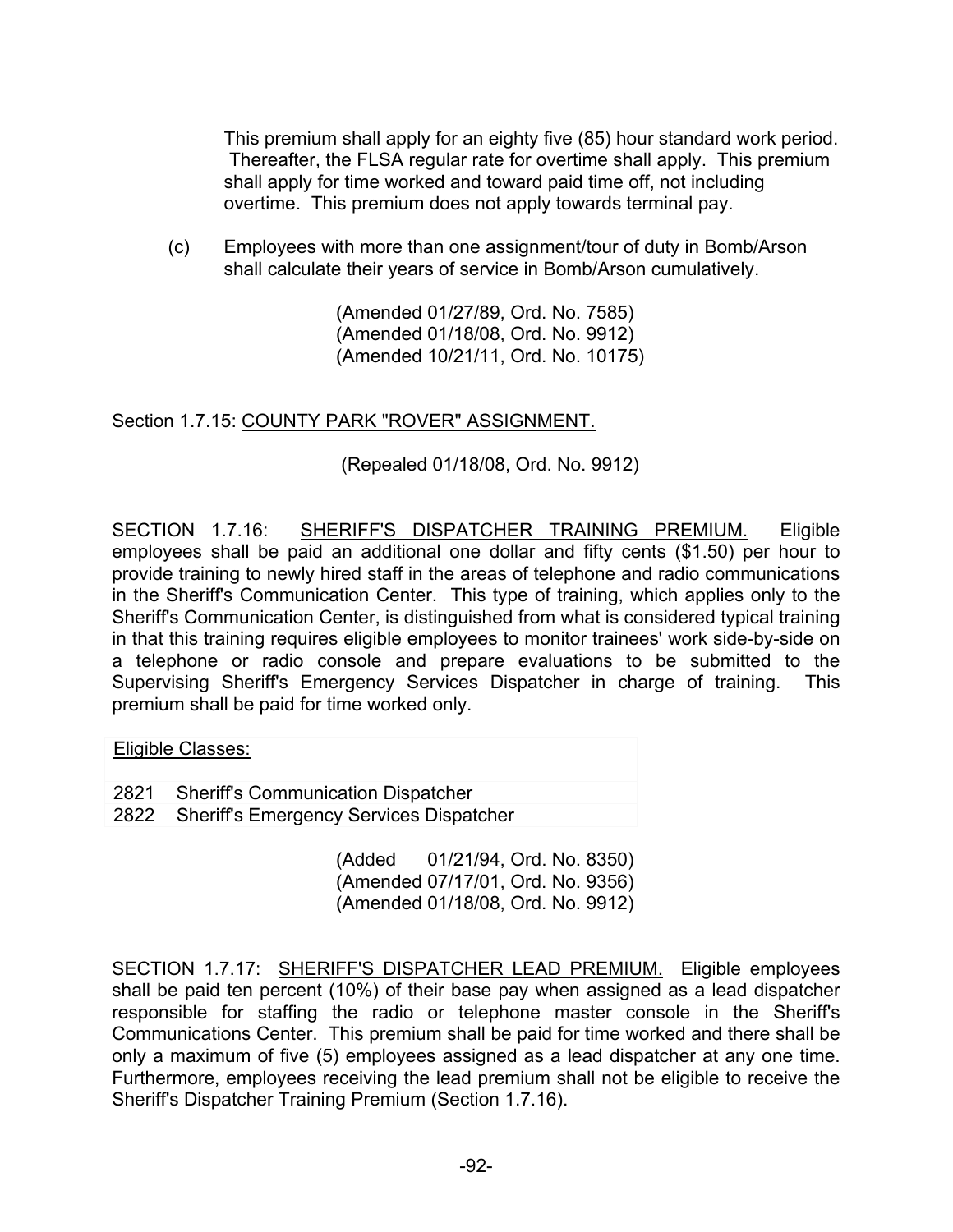This premium shall apply for an eighty five (85) hour standard work period. Thereafter, the FLSA regular rate for overtime shall apply. This premium shall apply for time worked and toward paid time off, not including overtime. This premium does not apply towards terminal pay.

(c) Employees with more than one assignment/tour of duty in Bomb/Arson shall calculate their years of service in Bomb/Arson cumulatively.

(Amended 01/27/89, Ord. No. 7585)
(Amended 01/18/08, Ord. No. 9912)
(Amended 10/21/11, Ord. No. 10175)

Section 1.7.15: COUNTY PARK "ROVER" ASSIGNMENT.

(Repealed 01/18/08, Ord. No. 9912)

SECTION 1.7.16: SHERIFF'S DISPATCHER TRAINING PREMIUM. Eligible employees shall be paid an additional one dollar and fifty cents ($1.50) per hour to provide training to newly hired staff in the areas of telephone and radio communications in the Sheriff's Communication Center. This type of training, which applies only to the Sheriff's Communication Center, is distinguished from what is considered typical training in that this training requires eligible employees to monitor trainees' work side-by-side on a telephone or radio console and prepare evaluations to be submitted to the Supervising Sheriff's Emergency Services Dispatcher in charge of training. This premium shall be paid for time worked only.

| Eligible Classes: | |
|---|---|
| 2821 | Sheriff's Communication Dispatcher |
| 2822 | Sheriff's Emergency Services Dispatcher |

(Added 01/21/94, Ord. No. 8350)
(Amended 07/17/01, Ord. No. 9356)
(Amended 01/18/08, Ord. No. 9912)

SECTION 1.7.17: SHERIFF'S DISPATCHER LEAD PREMIUM. Eligible employees shall be paid ten percent (10%) of their base pay when assigned as a lead dispatcher responsible for staffing the radio or telephone master console in the Sheriff's Communications Center. This premium shall be paid for time worked and there shall be only a maximum of five (5) employees assigned as a lead dispatcher at any one time. Furthermore, employees receiving the lead premium shall not be eligible to receive the Sheriff's Dispatcher Training Premium (Section 1.7.16).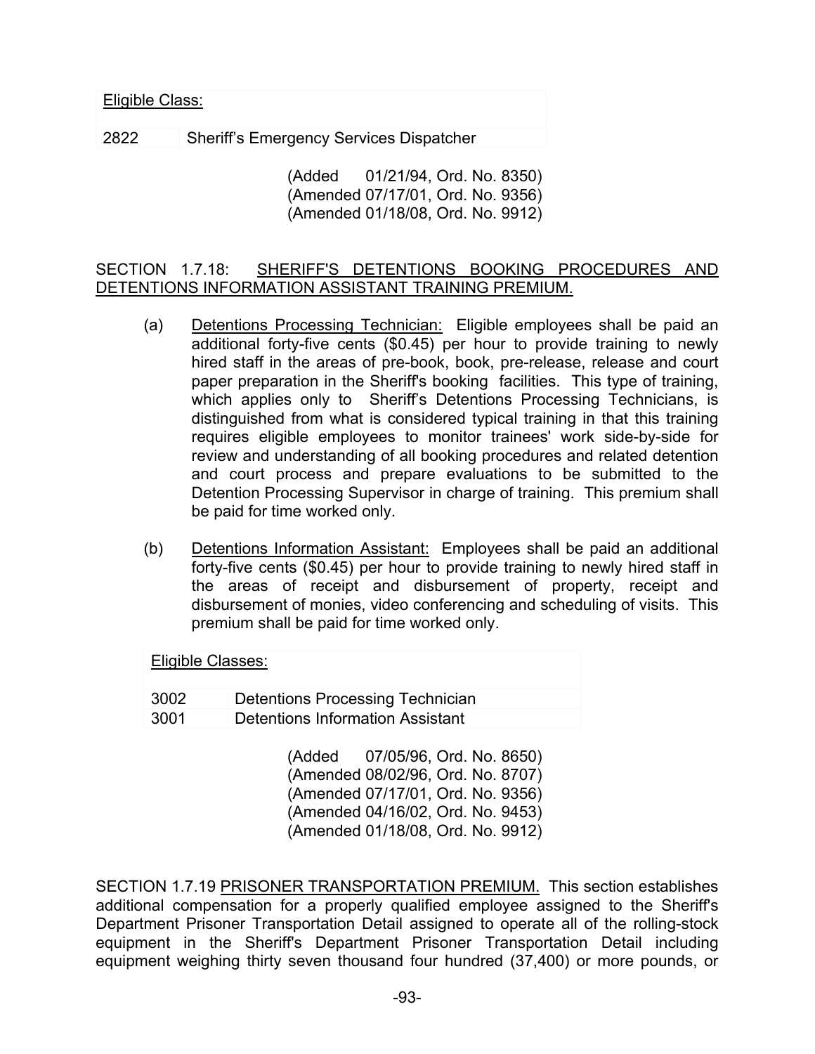| Eligible Class: | |
|---|---|
| 2822 | Sheriff's Emergency Services Dispatcher |

(Added 01/21/94, Ord. No. 8350)
(Amended 07/17/01, Ord. No. 9356)
(Amended 01/18/08, Ord. No. 9912)

SECTION 1.7.18: SHERIFF'S DETENTIONS BOOKING PROCEDURES AND DETENTIONS INFORMATION ASSISTANT TRAINING PREMIUM.

(a) Detentions Processing Technician: Eligible employees shall be paid an additional forty-five cents ($0.45) per hour to provide training to newly hired staff in the areas of pre-book, book, pre-release, release and court paper preparation in the Sheriff's booking facilities. This type of training, which applies only to Sheriff's Detentions Processing Technicians, is distinguished from what is considered typical training in that this training requires eligible employees to monitor trainees' work side-by-side for review and understanding of all booking procedures and related detention and court process and prepare evaluations to be submitted to the Detention Processing Supervisor in charge of training. This premium shall be paid for time worked only.

(b) Detentions Information Assistant: Employees shall be paid an additional forty-five cents ($0.45) per hour to provide training to newly hired staff in the areas of receipt and disbursement of property, receipt and disbursement of monies, video conferencing and scheduling of visits. This premium shall be paid for time worked only.

| Eligible Classes: | |
|---|---|
| 3002 | Detentions Processing Technician |
| 3001 | Detentions Information Assistant |

(Added 07/05/96, Ord. No. 8650)
(Amended 08/02/96, Ord. No. 8707)
(Amended 07/17/01, Ord. No. 9356)
(Amended 04/16/02, Ord. No. 9453)
(Amended 01/18/08, Ord. No. 9912)

SECTION 1.7.19 PRISONER TRANSPORTATION PREMIUM. This section establishes additional compensation for a properly qualified employee assigned to the Sheriff's Department Prisoner Transportation Detail assigned to operate all of the rolling-stock equipment in the Sheriff's Department Prisoner Transportation Detail including equipment weighing thirty seven thousand four hundred (37,400) or more pounds, or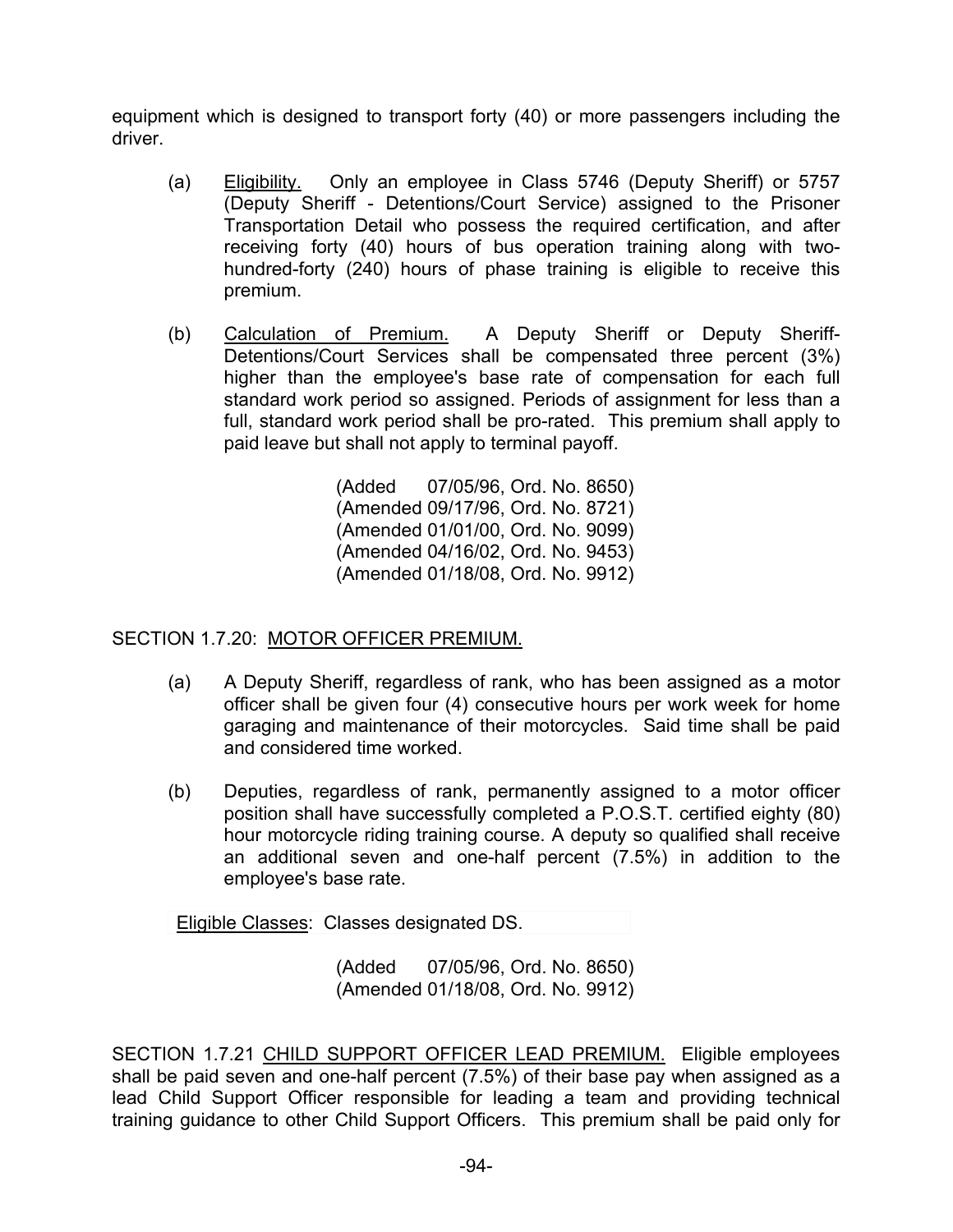equipment which is designed to transport forty (40) or more passengers including the driver.

(a) Eligibility. Only an employee in Class 5746 (Deputy Sheriff) or 5757 (Deputy Sheriff - Detentions/Court Service) assigned to the Prisoner Transportation Detail who possess the required certification, and after receiving forty (40) hours of bus operation training along with two-hundred-forty (240) hours of phase training is eligible to receive this premium.

(b) Calculation of Premium. A Deputy Sheriff or Deputy Sheriff-Detentions/Court Services shall be compensated three percent (3%) higher than the employee's base rate of compensation for each full standard work period so assigned. Periods of assignment for less than a full, standard work period shall be pro-rated. This premium shall apply to paid leave but shall not apply to terminal payoff.

(Added 07/05/96, Ord. No. 8650)
(Amended 09/17/96, Ord. No. 8721)
(Amended 01/01/00, Ord. No. 9099)
(Amended 04/16/02, Ord. No. 9453)
(Amended 01/18/08, Ord. No. 9912)

SECTION 1.7.20: MOTOR OFFICER PREMIUM.

(a) A Deputy Sheriff, regardless of rank, who has been assigned as a motor officer shall be given four (4) consecutive hours per work week for home garaging and maintenance of their motorcycles. Said time shall be paid and considered time worked.

(b) Deputies, regardless of rank, permanently assigned to a motor officer position shall have successfully completed a P.O.S.T. certified eighty (80) hour motorcycle riding training course. A deputy so qualified shall receive an additional seven and one-half percent (7.5%) in addition to the employee's base rate.

Eligible Classes: Classes designated DS.

(Added 07/05/96, Ord. No. 8650)
(Amended 01/18/08, Ord. No. 9912)

SECTION 1.7.21 CHILD SUPPORT OFFICER LEAD PREMIUM. Eligible employees shall be paid seven and one-half percent (7.5%) of their base pay when assigned as a lead Child Support Officer responsible for leading a team and providing technical training guidance to other Child Support Officers. This premium shall be paid only for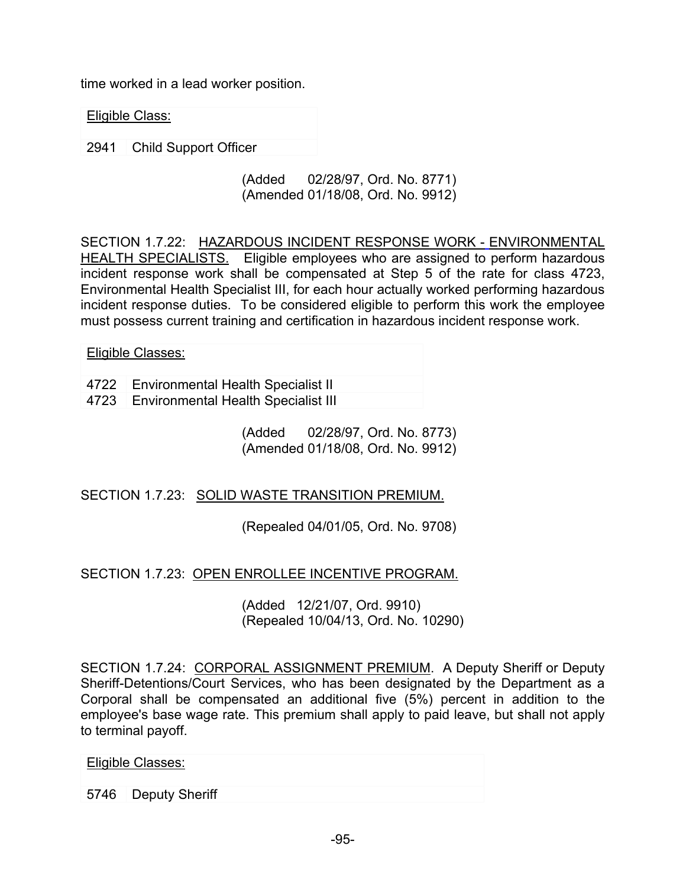time worked in a lead worker position.

| Eligible Class: | |
|---|---|
| 2941 | Child Support Officer |

(Added 02/28/97, Ord. No. 8771)
(Amended 01/18/08, Ord. No. 9912)

SECTION 1.7.22: <u>HAZARDOUS INCIDENT RESPONSE WORK - ENVIRONMENTAL HEALTH SPECIALISTS.</u> Eligible employees who are assigned to perform hazardous incident response work shall be compensated at Step 5 of the rate for class 4723, Environmental Health Specialist III, for each hour actually worked performing hazardous incident response duties. To be considered eligible to perform this work the employee must possess current training and certification in hazardous incident response work.

| Eligible Classes: | |
|---|---|
| 4722 | Environmental Health Specialist II |
| 4723 | Environmental Health Specialist III |

(Added 02/28/97, Ord. No. 8773)
(Amended 01/18/08, Ord. No. 9912)

SECTION 1.7.23: <u>SOLID WASTE TRANSITION PREMIUM.</u>

(Repealed 04/01/05, Ord. No. 9708)

SECTION 1.7.23: <u>OPEN ENROLLEE INCENTIVE PROGRAM.</u>

(Added 12/21/07, Ord. 9910)
(Repealed 10/04/13, Ord. No. 10290)

SECTION 1.7.24: <u>CORPORAL ASSIGNMENT PREMIUM</u>. A Deputy Sheriff or Deputy Sheriff-Detentions/Court Services, who has been designated by the Department as a Corporal shall be compensated an additional five (5%) percent in addition to the employee's base wage rate. This premium shall apply to paid leave, but shall not apply to terminal payoff.

| Eligible Classes: | |
|---|---|
| 5746 | Deputy Sheriff |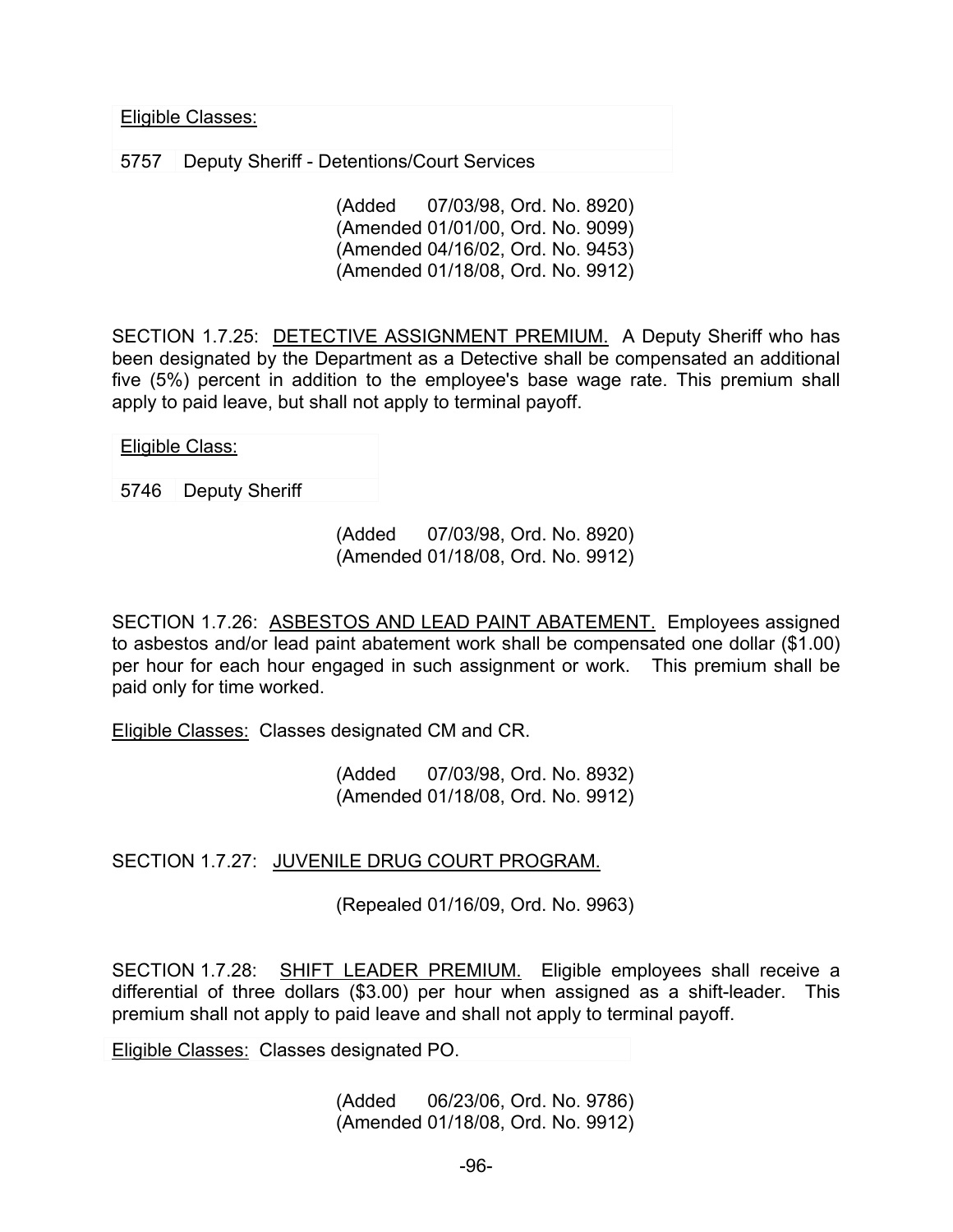Eligible Classes:

| | |
|---|---|
| 5757 | Deputy Sheriff - Detentions/Court Services |

(Added 07/03/98, Ord. No. 8920)
(Amended 01/01/00, Ord. No. 9099)
(Amended 04/16/02, Ord. No. 9453)
(Amended 01/18/08, Ord. No. 9912)

SECTION 1.7.25: DETECTIVE ASSIGNMENT PREMIUM. A Deputy Sheriff who has been designated by the Department as a Detective shall be compensated an additional five (5%) percent in addition to the employee's base wage rate. This premium shall apply to paid leave, but shall not apply to terminal payoff.

Eligible Class:

| | |
|---|---|
| 5746 | Deputy Sheriff |

(Added 07/03/98, Ord. No. 8920)
(Amended 01/18/08, Ord. No. 9912)

SECTION 1.7.26: ASBESTOS AND LEAD PAINT ABATEMENT. Employees assigned to asbestos and/or lead paint abatement work shall be compensated one dollar ($1.00) per hour for each hour engaged in such assignment or work. This premium shall be paid only for time worked.

Eligible Classes: Classes designated CM and CR.

(Added 07/03/98, Ord. No. 8932)
(Amended 01/18/08, Ord. No. 9912)

SECTION 1.7.27: JUVENILE DRUG COURT PROGRAM.

(Repealed 01/16/09, Ord. No. 9963)

SECTION 1.7.28: SHIFT LEADER PREMIUM. Eligible employees shall receive a differential of three dollars ($3.00) per hour when assigned as a shift-leader. This premium shall not apply to paid leave and shall not apply to terminal payoff.

Eligible Classes: Classes designated PO.

(Added 06/23/06, Ord. No. 9786)
(Amended 01/18/08, Ord. No. 9912)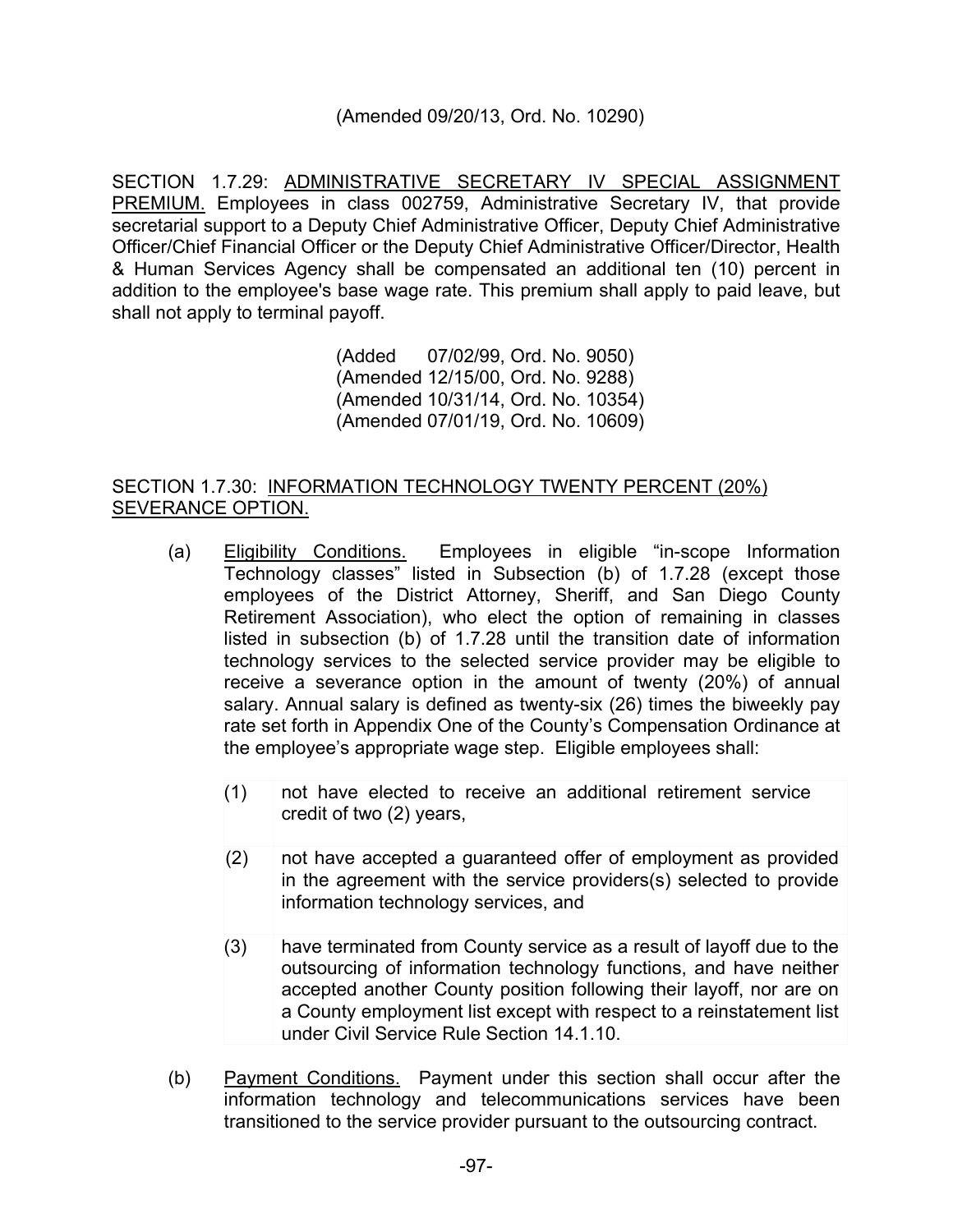(Amended 09/20/13, Ord. No. 10290)

SECTION 1.7.29: <u>ADMINISTRATIVE SECRETARY IV SPECIAL ASSIGNMENT PREMIUM.</u> Employees in class 002759, Administrative Secretary IV, that provide secretarial support to a Deputy Chief Administrative Officer, Deputy Chief Administrative Officer/Chief Financial Officer or the Deputy Chief Administrative Officer/Director, Health & Human Services Agency shall be compensated an additional ten (10) percent in addition to the employee's base wage rate. This premium shall apply to paid leave, but shall not apply to terminal payoff.

(Added 07/02/99, Ord. No. 9050)
(Amended 12/15/00, Ord. No. 9288)
(Amended 10/31/14, Ord. No. 10354)
(Amended 07/01/19, Ord. No. 10609)

SECTION 1.7.30: <u>INFORMATION TECHNOLOGY TWENTY PERCENT (20%) SEVERANCE OPTION.</u>

(a) <u>Eligibility Conditions.</u> Employees in eligible "in-scope Information Technology classes" listed in Subsection (b) of 1.7.28 (except those employees of the District Attorney, Sheriff, and San Diego County Retirement Association), who elect the option of remaining in classes listed in subsection (b) of 1.7.28 until the transition date of information technology services to the selected service provider may be eligible to receive a severance option in the amount of twenty (20%) of annual salary. Annual salary is defined as twenty-six (26) times the biweekly pay rate set forth in Appendix One of the County's Compensation Ordinance at the employee's appropriate wage step. Eligible employees shall:

   (1) not have elected to receive an additional retirement service credit of two (2) years,

   (2) not have accepted a guaranteed offer of employment as provided in the agreement with the service providers(s) selected to provide information technology services, and

   (3) have terminated from County service as a result of layoff due to the outsourcing of information technology functions, and have neither accepted another County position following their layoff, nor are on a County employment list except with respect to a reinstatement list under Civil Service Rule Section 14.1.10.

(b) <u>Payment Conditions.</u> Payment under this section shall occur after the information technology and telecommunications services have been transitioned to the service provider pursuant to the outsourcing contract.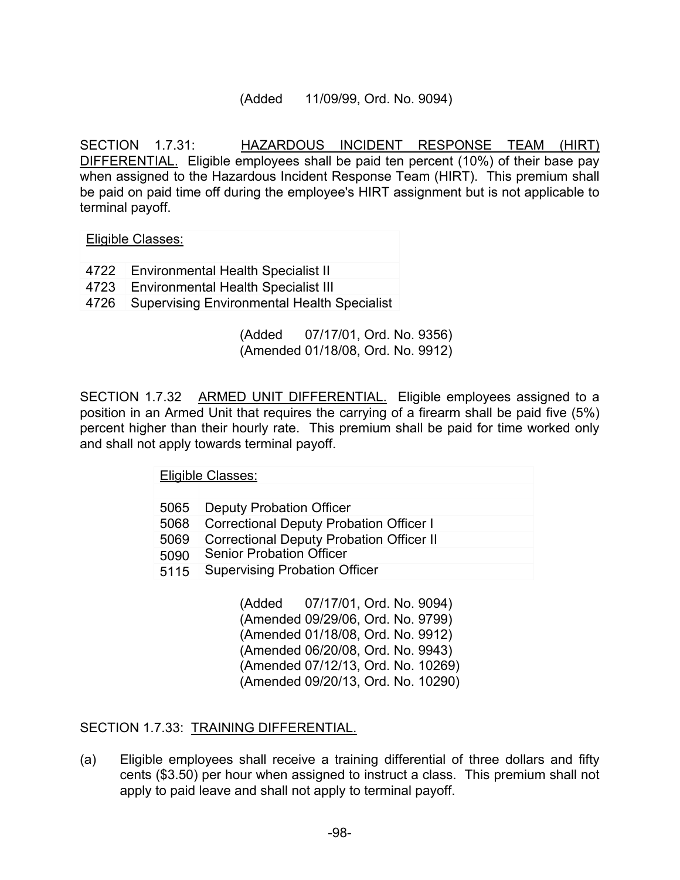(Added 11/09/99, Ord. No. 9094)

SECTION 1.7.31: HAZARDOUS INCIDENT RESPONSE TEAM (HIRT) DIFFERENTIAL. Eligible employees shall be paid ten percent (10%) of their base pay when assigned to the Hazardous Incident Response Team (HIRT). This premium shall be paid on paid time off during the employee's HIRT assignment but is not applicable to terminal payoff.

| Eligible Classes: | |
|---|---|
| 4722 | Environmental Health Specialist II |
| 4723 | Environmental Health Specialist III |
| 4726 | Supervising Environmental Health Specialist |

(Added 07/17/01, Ord. No. 9356)
(Amended 01/18/08, Ord. No. 9912)

SECTION 1.7.32 ARMED UNIT DIFFERENTIAL. Eligible employees assigned to a position in an Armed Unit that requires the carrying of a firearm shall be paid five (5%) percent higher than their hourly rate. This premium shall be paid for time worked only and shall not apply towards terminal payoff.

| Eligible Classes: | |
|---|---|
| 5065 | Deputy Probation Officer |
| 5068 | Correctional Deputy Probation Officer I |
| 5069 | Correctional Deputy Probation Officer II |
| 5090 | Senior Probation Officer |
| 5115 | Supervising Probation Officer |

(Added 07/17/01, Ord. No. 9094)
(Amended 09/29/06, Ord. No. 9799)
(Amended 01/18/08, Ord. No. 9912)
(Amended 06/20/08, Ord. No. 9943)
(Amended 07/12/13, Ord. No. 10269)
(Amended 09/20/13, Ord. No. 10290)

SECTION 1.7.33: TRAINING DIFFERENTIAL.

(a) Eligible employees shall receive a training differential of three dollars and fifty cents ($3.50) per hour when assigned to instruct a class. This premium shall not apply to paid leave and shall not apply to terminal payoff.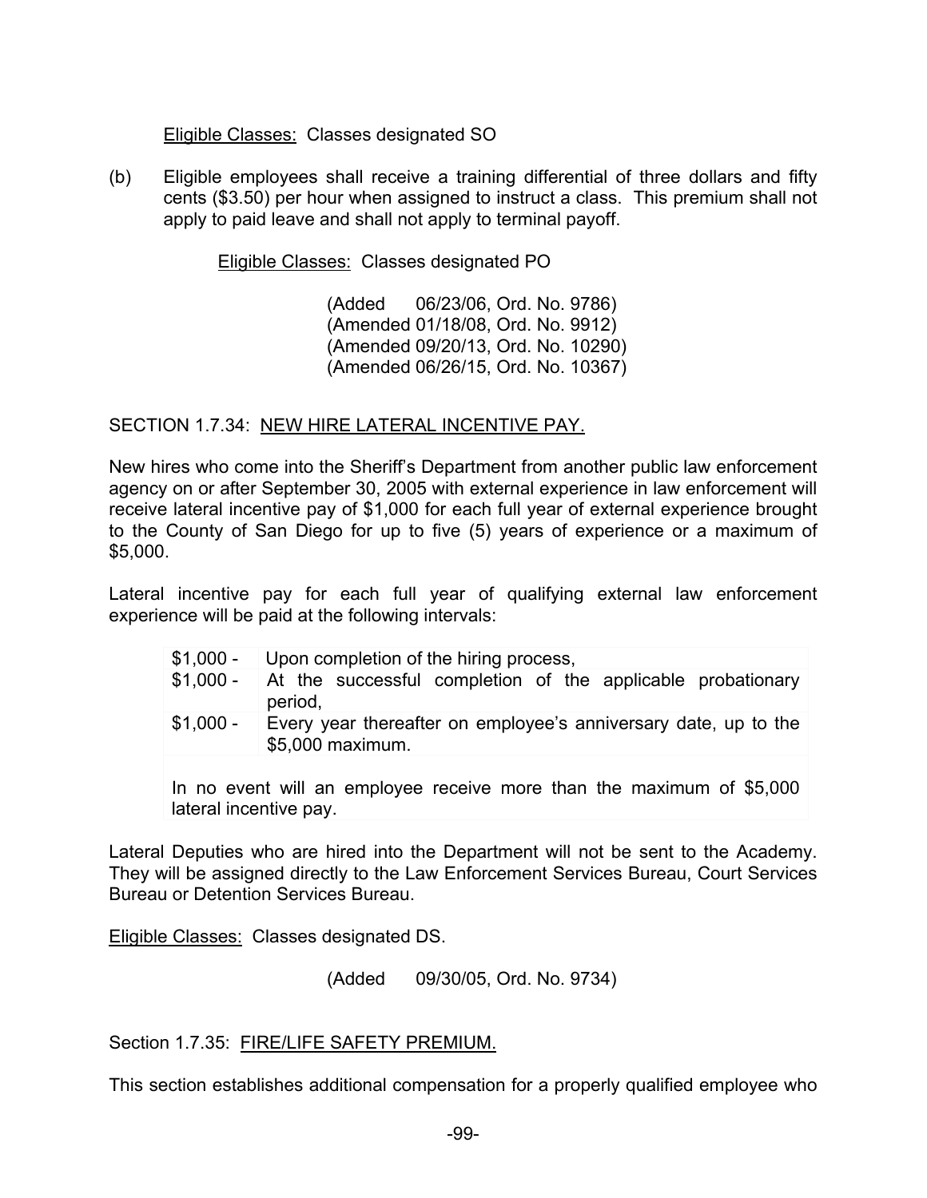Eligible Classes: Classes designated SO

(b) Eligible employees shall receive a training differential of three dollars and fifty cents ($3.50) per hour when assigned to instruct a class. This premium shall not apply to paid leave and shall not apply to terminal payoff.

Eligible Classes: Classes designated PO

(Added 06/23/06, Ord. No. 9786)
(Amended 01/18/08, Ord. No. 9912)
(Amended 09/20/13, Ord. No. 10290)
(Amended 06/26/15, Ord. No. 10367)

SECTION 1.7.34: NEW HIRE LATERAL INCENTIVE PAY.

New hires who come into the Sheriff's Department from another public law enforcement agency on or after September 30, 2005 with external experience in law enforcement will receive lateral incentive pay of $1,000 for each full year of external experience brought to the County of San Diego for up to five (5) years of experience or a maximum of $5,000.

Lateral incentive pay for each full year of qualifying external law enforcement experience will be paid at the following intervals:

| | |
|---|---|
| $1,000 - | Upon completion of the hiring process, |
| $1,000 - | At the successful completion of the applicable probationary period, |
| $1,000 - | Every year thereafter on employee's anniversary date, up to the $5,000 maximum. |
| In no event will an employee receive more than the maximum of $5,000 lateral incentive pay. | |

Lateral Deputies who are hired into the Department will not be sent to the Academy. They will be assigned directly to the Law Enforcement Services Bureau, Court Services Bureau or Detention Services Bureau.

Eligible Classes: Classes designated DS.

(Added 09/30/05, Ord. No. 9734)

Section 1.7.35: FIRE/LIFE SAFETY PREMIUM.

This section establishes additional compensation for a properly qualified employee who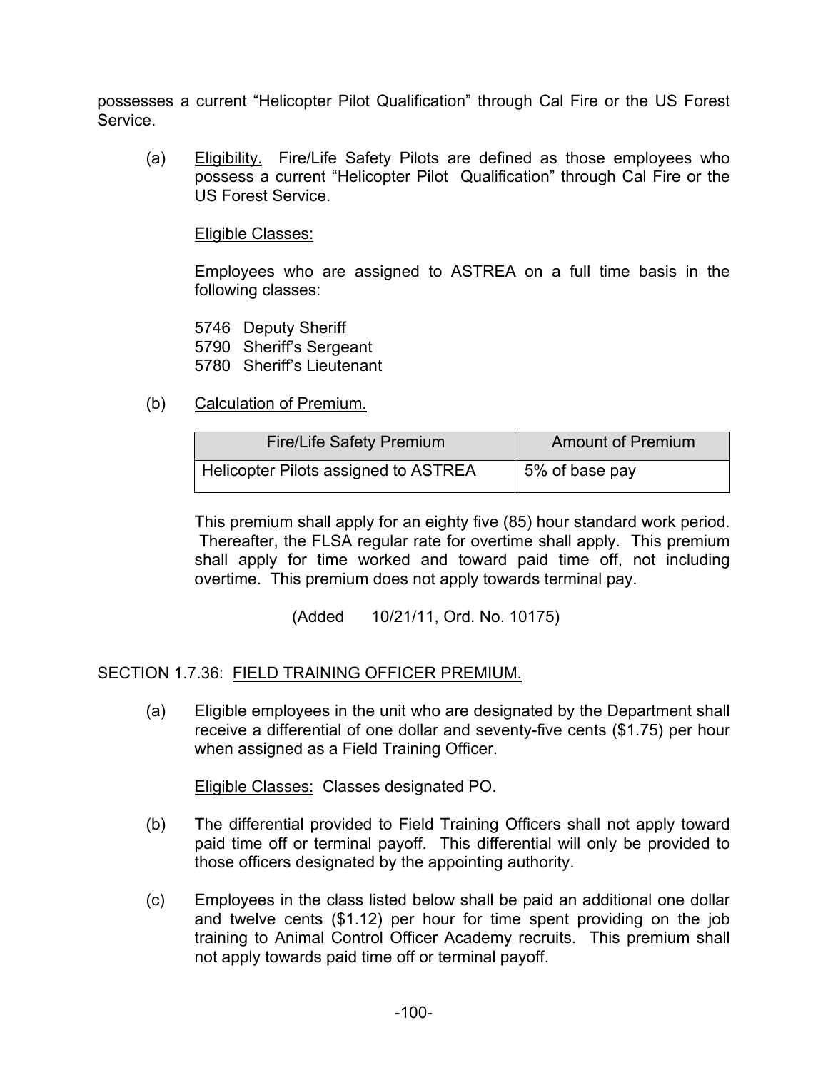possesses a current “Helicopter Pilot Qualification” through Cal Fire or the US Forest Service.

(a) Eligibility. Fire/Life Safety Pilots are defined as those employees who possess a current “Helicopter Pilot Qualification” through Cal Fire or the US Forest Service.

Eligible Classes:

Employees who are assigned to ASTREA on a full time basis in the following classes:

5746 Deputy Sheriff
5790 Sheriff’s Sergeant
5780 Sheriff’s Lieutenant

(b) Calculation of Premium.

| Fire/Life Safety Premium | Amount of Premium |
| --- | --- |
| Helicopter Pilots assigned to ASTREA | 5% of base pay |

This premium shall apply for an eighty five (85) hour standard work period. Thereafter, the FLSA regular rate for overtime shall apply. This premium shall apply for time worked and toward paid time off, not including overtime. This premium does not apply towards terminal pay.

(Added 10/21/11, Ord. No. 10175)

SECTION 1.7.36: FIELD TRAINING OFFICER PREMIUM.

(a) Eligible employees in the unit who are designated by the Department shall receive a differential of one dollar and seventy-five cents ($1.75) per hour when assigned as a Field Training Officer.

Eligible Classes: Classes designated PO.

(b) The differential provided to Field Training Officers shall not apply toward paid time off or terminal payoff. This differential will only be provided to those officers designated by the appointing authority.

(c) Employees in the class listed below shall be paid an additional one dollar and twelve cents ($1.12) per hour for time spent providing on the job training to Animal Control Officer Academy recruits. This premium shall not apply towards paid time off or terminal payoff.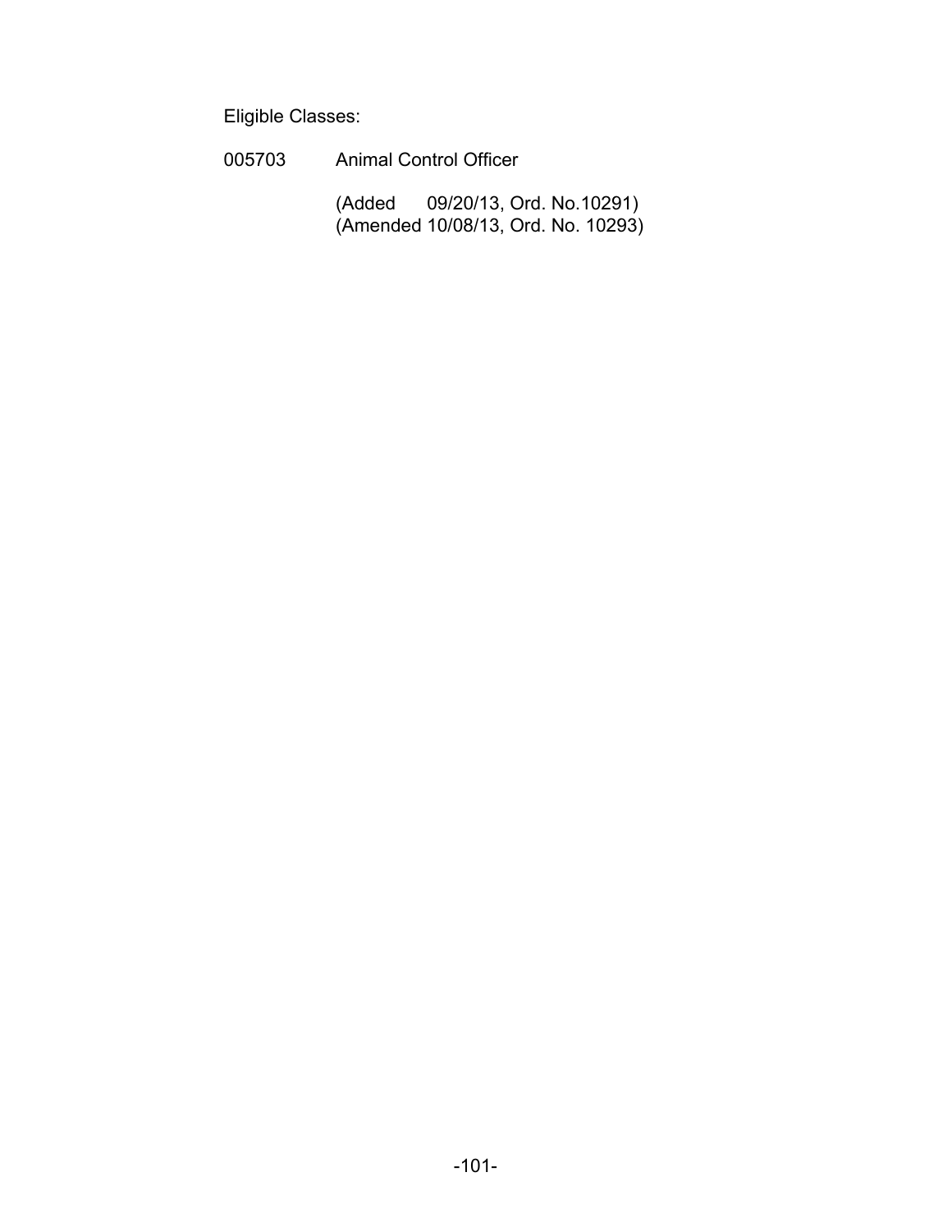Eligible Classes:

005703 Animal Control Officer

(Added 09/20/13, Ord. No.10291)
(Amended 10/08/13, Ord. No. 10293)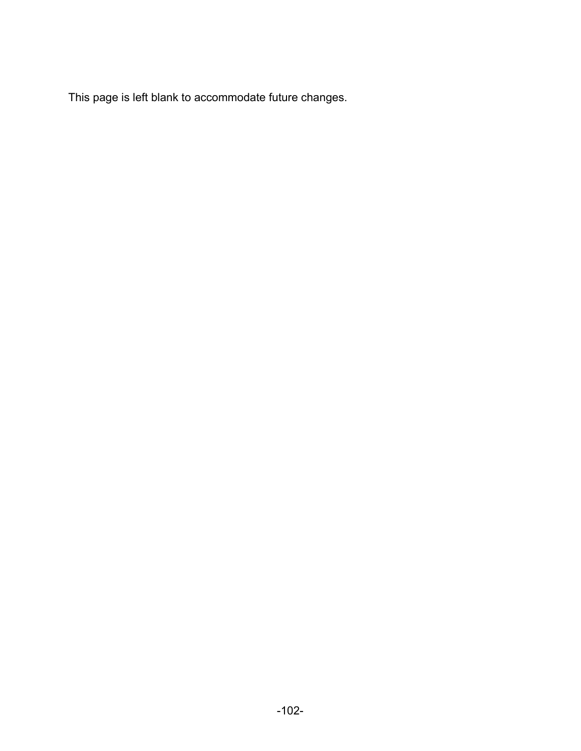This page is left blank to accommodate future changes.